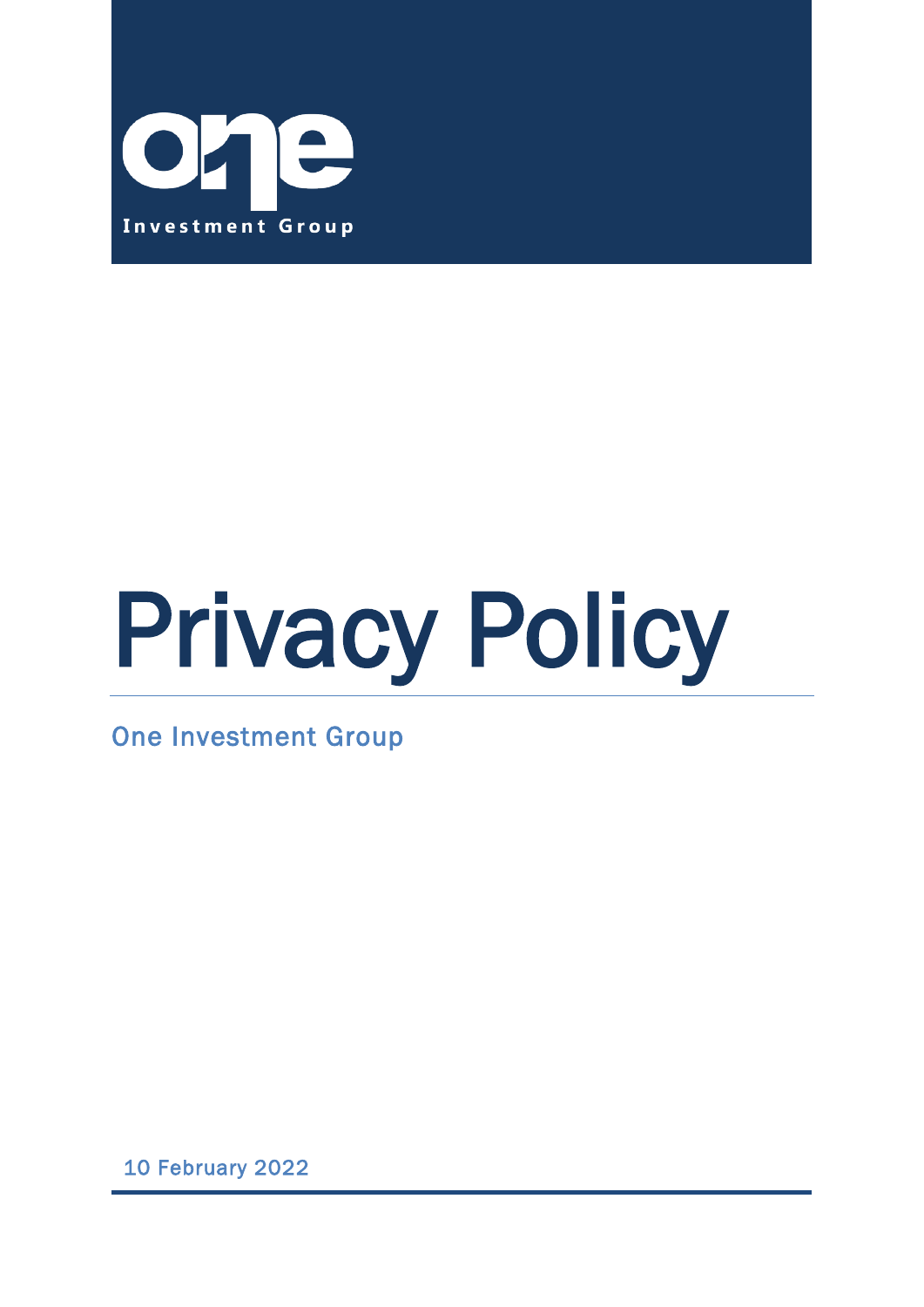one

Investment Group

# Privacy Policy

One Investment Group

10 February 2022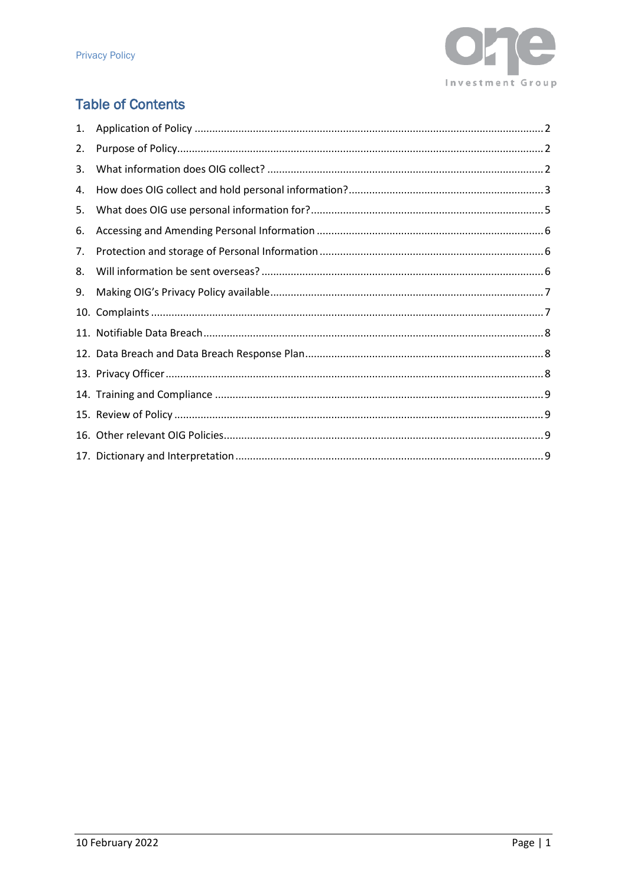## Table of Contents

1. Application of Policy ........ 2
2. Purpose of Policy ........ 2
3. What information does OIG collect? ........ 2
4. How does OIG collect and hold personal information? ........ 3
5. What does OIG use personal information for? ........ 5
6. Accessing and Amending Personal Information ........ 6
7. Protection and storage of Personal Information ........ 6
8. Will information be sent overseas? ........ 6
9. Making OIG's Privacy Policy available ........ 7
10. Complaints ........ 7
11. Notifiable Data Breach ........ 8
12. Data Breach and Data Breach Response Plan ........ 8
13. Privacy Officer ........ 8
14. Training and Compliance ........ 9
15. Review of Policy ........ 9
16. Other relevant OIG Policies ........ 9
17. Dictionary and Interpretation ........ 9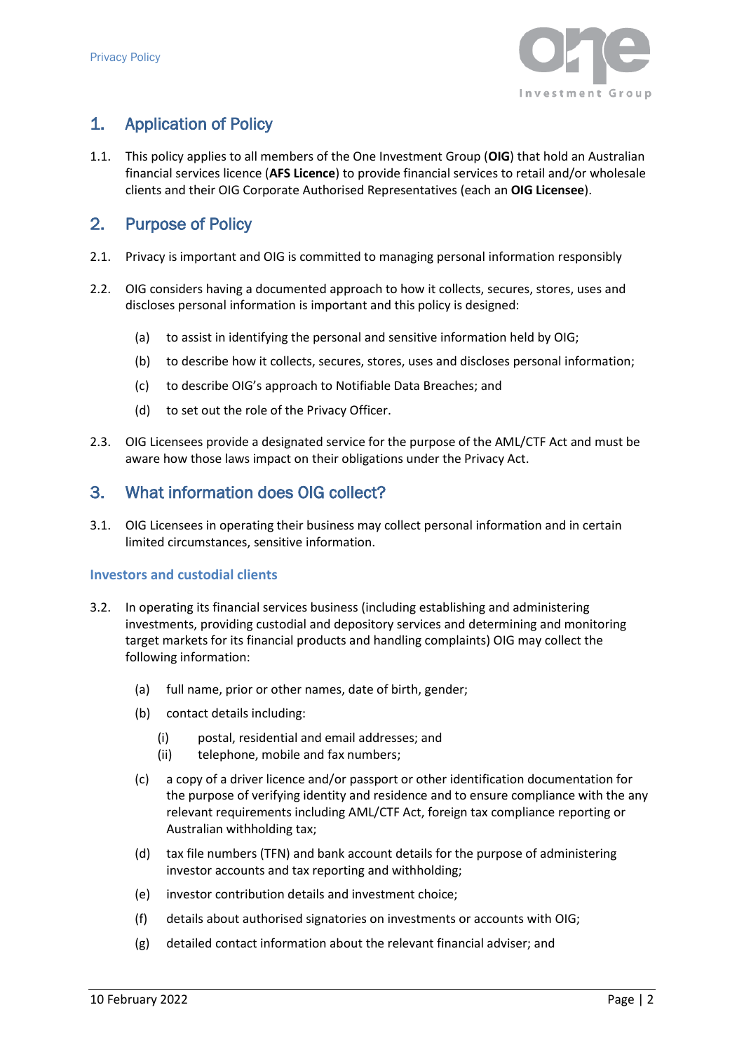## 1. Application of Policy

1.1. This policy applies to all members of the One Investment Group (**OIG**) that hold an Australian financial services licence (**AFS Licence**) to provide financial services to retail and/or wholesale clients and their OIG Corporate Authorised Representatives (each an **OIG Licensee**).

## 2. Purpose of Policy

2.1. Privacy is important and OIG is committed to managing personal information responsibly

2.2. OIG considers having a documented approach to how it collects, secures, stores, uses and discloses personal information is important and this policy is designed:

- (a) to assist in identifying the personal and sensitive information held by OIG;
- (b) to describe how it collects, secures, stores, uses and discloses personal information;
- (c) to describe OIG's approach to Notifiable Data Breaches; and
- (d) to set out the role of the Privacy Officer.

2.3. OIG Licensees provide a designated service for the purpose of the AML/CTF Act and must be aware how those laws impact on their obligations under the Privacy Act.

## 3. What information does OIG collect?

3.1. OIG Licensees in operating their business may collect personal information and in certain limited circumstances, sensitive information.

### Investors and custodial clients

3.2. In operating its financial services business (including establishing and administering investments, providing custodial and depository services and determining and monitoring target markets for its financial products and handling complaints) OIG may collect the following information:

- (a) full name, prior or other names, date of birth, gender;
- (b) contact details including:
  - (i) postal, residential and email addresses; and
  - (ii) telephone, mobile and fax numbers;
- (c) a copy of a driver licence and/or passport or other identification documentation for the purpose of verifying identity and residence and to ensure compliance with the any relevant requirements including AML/CTF Act, foreign tax compliance reporting or Australian withholding tax;
- (d) tax file numbers (TFN) and bank account details for the purpose of administering investor accounts and tax reporting and withholding;
- (e) investor contribution details and investment choice;
- (f) details about authorised signatories on investments or accounts with OIG;
- (g) detailed contact information about the relevant financial adviser; and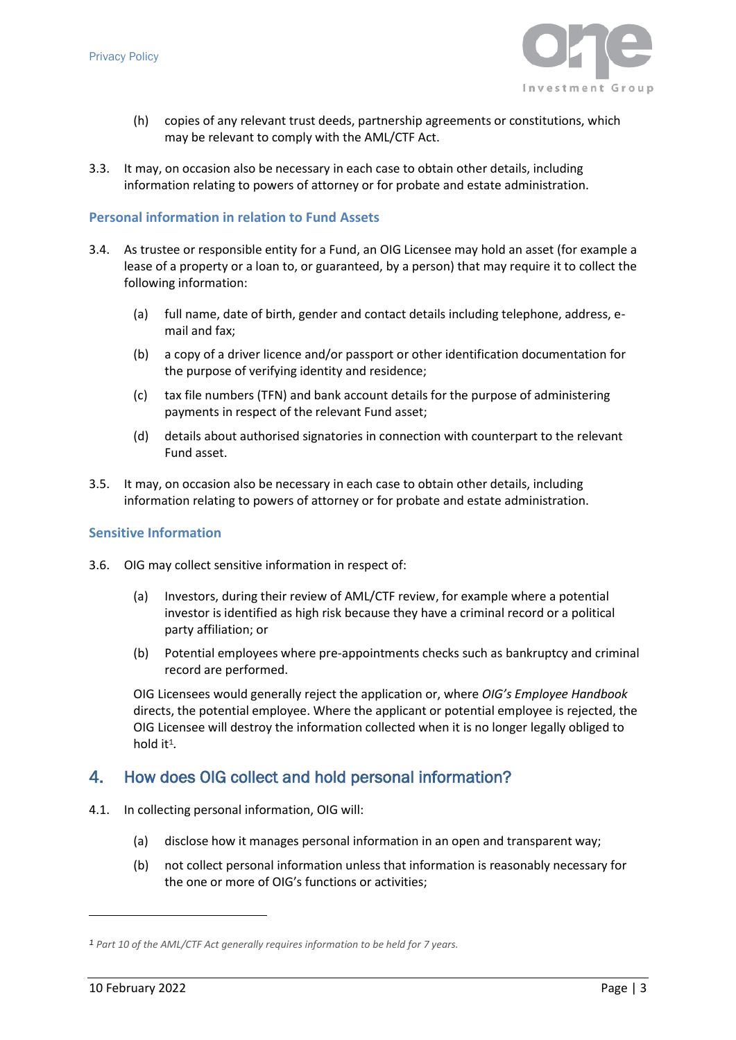(h) copies of any relevant trust deeds, partnership agreements or constitutions, which may be relevant to comply with the AML/CTF Act.

3.3. It may, on occasion also be necessary in each case to obtain other details, including information relating to powers of attorney or for probate and estate administration.

### Personal information in relation to Fund Assets

3.4. As trustee or responsible entity for a Fund, an OIG Licensee may hold an asset (for example a lease of a property or a loan to, or guaranteed, by a person) that may require it to collect the following information:

(a) full name, date of birth, gender and contact details including telephone, address, e-mail and fax;

(b) a copy of a driver licence and/or passport or other identification documentation for the purpose of verifying identity and residence;

(c) tax file numbers (TFN) and bank account details for the purpose of administering payments in respect of the relevant Fund asset;

(d) details about authorised signatories in connection with counterpart to the relevant Fund asset.

3.5. It may, on occasion also be necessary in each case to obtain other details, including information relating to powers of attorney or for probate and estate administration.

### Sensitive Information

3.6. OIG may collect sensitive information in respect of:

(a) Investors, during their review of AML/CTF review, for example where a potential investor is identified as high risk because they have a criminal record or a political party affiliation; or

(b) Potential employees where pre-appointments checks such as bankruptcy and criminal record are performed.

OIG Licensees would generally reject the application or, where *OIG's Employee Handbook* directs, the potential employee. Where the applicant or potential employee is rejected, the OIG Licensee will destroy the information collected when it is no longer legally obliged to hold it[1].

## 4. How does OIG collect and hold personal information?

4.1. In collecting personal information, OIG will:

(a) disclose how it manages personal information in an open and transparent way;

(b) not collect personal information unless that information is reasonably necessary for the one or more of OIG's functions or activities;

---

[1] *Part 10 of the AML/CTF Act generally requires information to be held for 7 years.*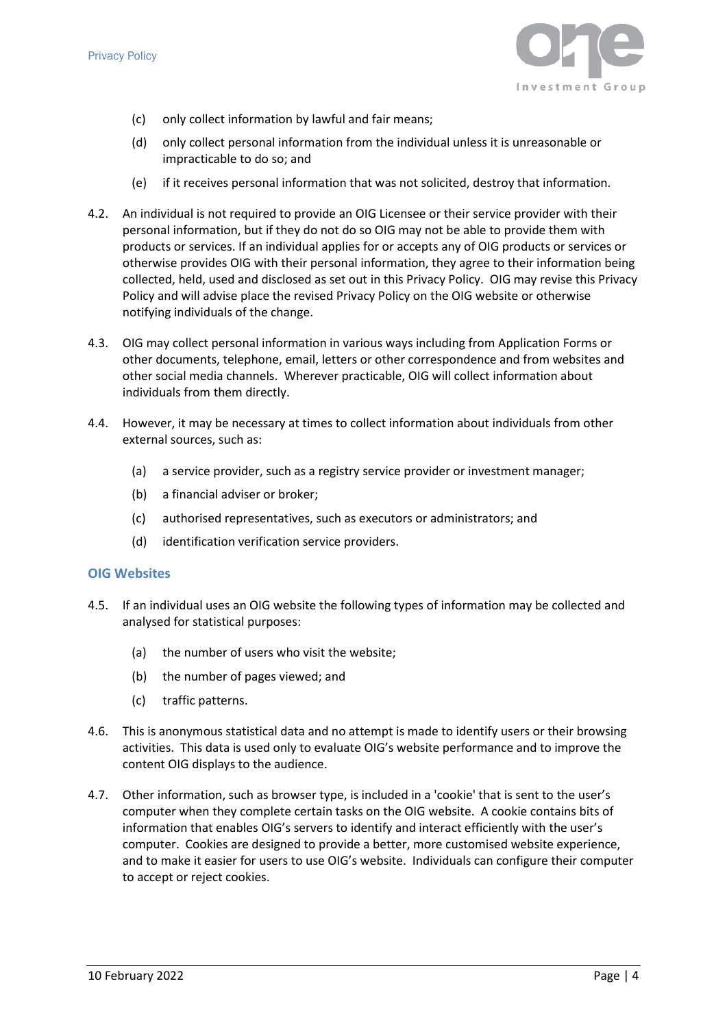(c) only collect information by lawful and fair means;

(d) only collect personal information from the individual unless it is unreasonable or impracticable to do so; and

(e) if it receives personal information that was not solicited, destroy that information.

4.2. An individual is not required to provide an OIG Licensee or their service provider with their personal information, but if they do not do so OIG may not be able to provide them with products or services. If an individual applies for or accepts any of OIG products or services or otherwise provides OIG with their personal information, they agree to their information being collected, held, used and disclosed as set out in this Privacy Policy. OIG may revise this Privacy Policy and will advise place the revised Privacy Policy on the OIG website or otherwise notifying individuals of the change.

4.3. OIG may collect personal information in various ways including from Application Forms or other documents, telephone, email, letters or other correspondence and from websites and other social media channels. Wherever practicable, OIG will collect information about individuals from them directly.

4.4. However, it may be necessary at times to collect information about individuals from other external sources, such as:

(a) a service provider, such as a registry service provider or investment manager;

(b) a financial adviser or broker;

(c) authorised representatives, such as executors or administrators; and

(d) identification verification service providers.

## OIG Websites

4.5. If an individual uses an OIG website the following types of information may be collected and analysed for statistical purposes:

(a) the number of users who visit the website;

(b) the number of pages viewed; and

(c) traffic patterns.

4.6. This is anonymous statistical data and no attempt is made to identify users or their browsing activities. This data is used only to evaluate OIG's website performance and to improve the content OIG displays to the audience.

4.7. Other information, such as browser type, is included in a 'cookie' that is sent to the user's computer when they complete certain tasks on the OIG website. A cookie contains bits of information that enables OIG's servers to identify and interact efficiently with the user's computer. Cookies are designed to provide a better, more customised website experience, and to make it easier for users to use OIG's website. Individuals can configure their computer to accept or reject cookies.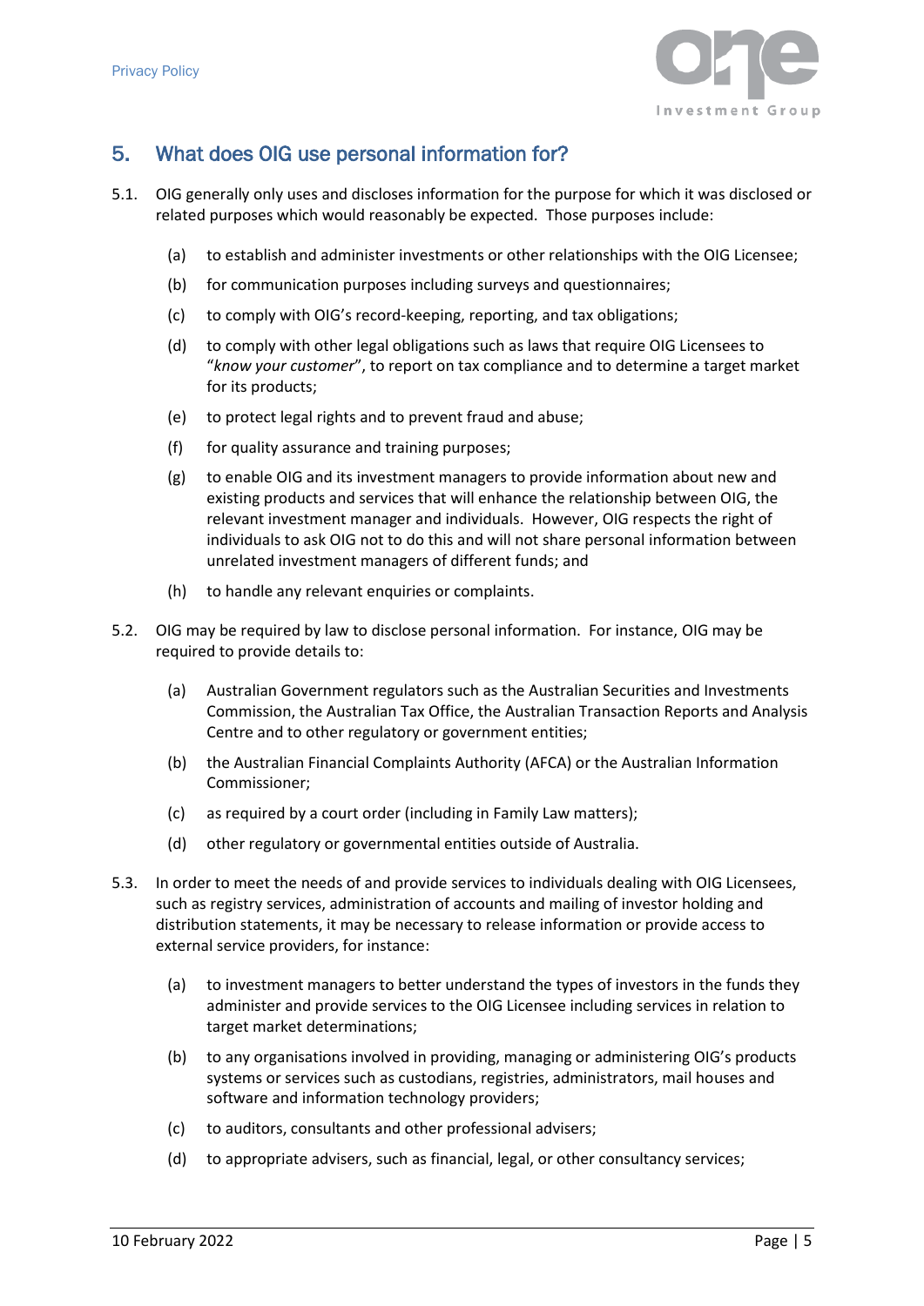## 5. What does OIG use personal information for?

5.1. OIG generally only uses and discloses information for the purpose for which it was disclosed or related purposes which would reasonably be expected. Those purposes include:

- (a) to establish and administer investments or other relationships with the OIG Licensee;
- (b) for communication purposes including surveys and questionnaires;
- (c) to comply with OIG's record-keeping, reporting, and tax obligations;
- (d) to comply with other legal obligations such as laws that require OIG Licensees to "*know your customer*", to report on tax compliance and to determine a target market for its products;
- (e) to protect legal rights and to prevent fraud and abuse;
- (f) for quality assurance and training purposes;
- (g) to enable OIG and its investment managers to provide information about new and existing products and services that will enhance the relationship between OIG, the relevant investment manager and individuals. However, OIG respects the right of individuals to ask OIG not to do this and will not share personal information between unrelated investment managers of different funds; and
- (h) to handle any relevant enquiries or complaints.

5.2. OIG may be required by law to disclose personal information. For instance, OIG may be required to provide details to:

- (a) Australian Government regulators such as the Australian Securities and Investments Commission, the Australian Tax Office, the Australian Transaction Reports and Analysis Centre and to other regulatory or government entities;
- (b) the Australian Financial Complaints Authority (AFCA) or the Australian Information Commissioner;
- (c) as required by a court order (including in Family Law matters);
- (d) other regulatory or governmental entities outside of Australia.

5.3. In order to meet the needs of and provide services to individuals dealing with OIG Licensees, such as registry services, administration of accounts and mailing of investor holding and distribution statements, it may be necessary to release information or provide access to external service providers, for instance:

- (a) to investment managers to better understand the types of investors in the funds they administer and provide services to the OIG Licensee including services in relation to target market determinations;
- (b) to any organisations involved in providing, managing or administering OIG's products systems or services such as custodians, registries, administrators, mail houses and software and information technology providers;
- (c) to auditors, consultants and other professional advisers;
- (d) to appropriate advisers, such as financial, legal, or other consultancy services;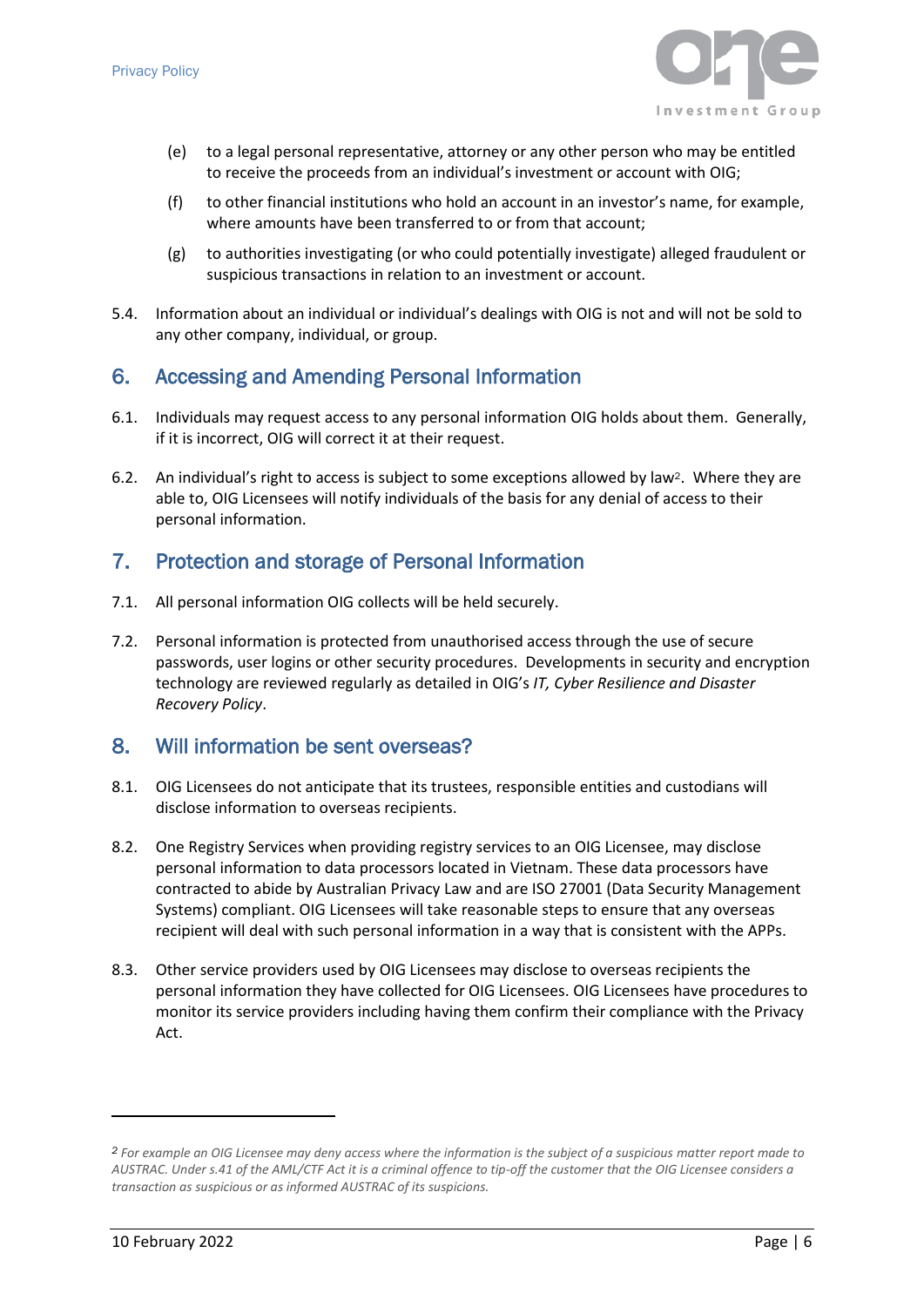(e) to a legal personal representative, attorney or any other person who may be entitled to receive the proceeds from an individual's investment or account with OIG;

(f) to other financial institutions who hold an account in an investor's name, for example, where amounts have been transferred to or from that account;

(g) to authorities investigating (or who could potentially investigate) alleged fraudulent or suspicious transactions in relation to an investment or account.

5.4. Information about an individual or individual's dealings with OIG is not and will not be sold to any other company, individual, or group.

## 6. Accessing and Amending Personal Information

6.1. Individuals may request access to any personal information OIG holds about them. Generally, if it is incorrect, OIG will correct it at their request.

6.2. An individual's right to access is subject to some exceptions allowed by law[2]. Where they are able to, OIG Licensees will notify individuals of the basis for any denial of access to their personal information.

## 7. Protection and storage of Personal Information

7.1. All personal information OIG collects will be held securely.

7.2. Personal information is protected from unauthorised access through the use of secure passwords, user logins or other security procedures. Developments in security and encryption technology are reviewed regularly as detailed in OIG's *IT, Cyber Resilience and Disaster Recovery Policy*.

## 8. Will information be sent overseas?

8.1. OIG Licensees do not anticipate that its trustees, responsible entities and custodians will disclose information to overseas recipients.

8.2. One Registry Services when providing registry services to an OIG Licensee, may disclose personal information to data processors located in Vietnam. These data processors have contracted to abide by Australian Privacy Law and are ISO 27001 (Data Security Management Systems) compliant. OIG Licensees will take reasonable steps to ensure that any overseas recipient will deal with such personal information in a way that is consistent with the APPs.

8.3. Other service providers used by OIG Licensees may disclose to overseas recipients the personal information they have collected for OIG Licensees. OIG Licensees have procedures to monitor its service providers including having them confirm their compliance with the Privacy Act.

---

[2] *For example an OIG Licensee may deny access where the information is the subject of a suspicious matter report made to AUSTRAC. Under s.41 of the AML/CTF Act it is a criminal offence to tip-off the customer that the OIG Licensee considers a transaction as suspicious or as informed AUSTRAC of its suspicions.*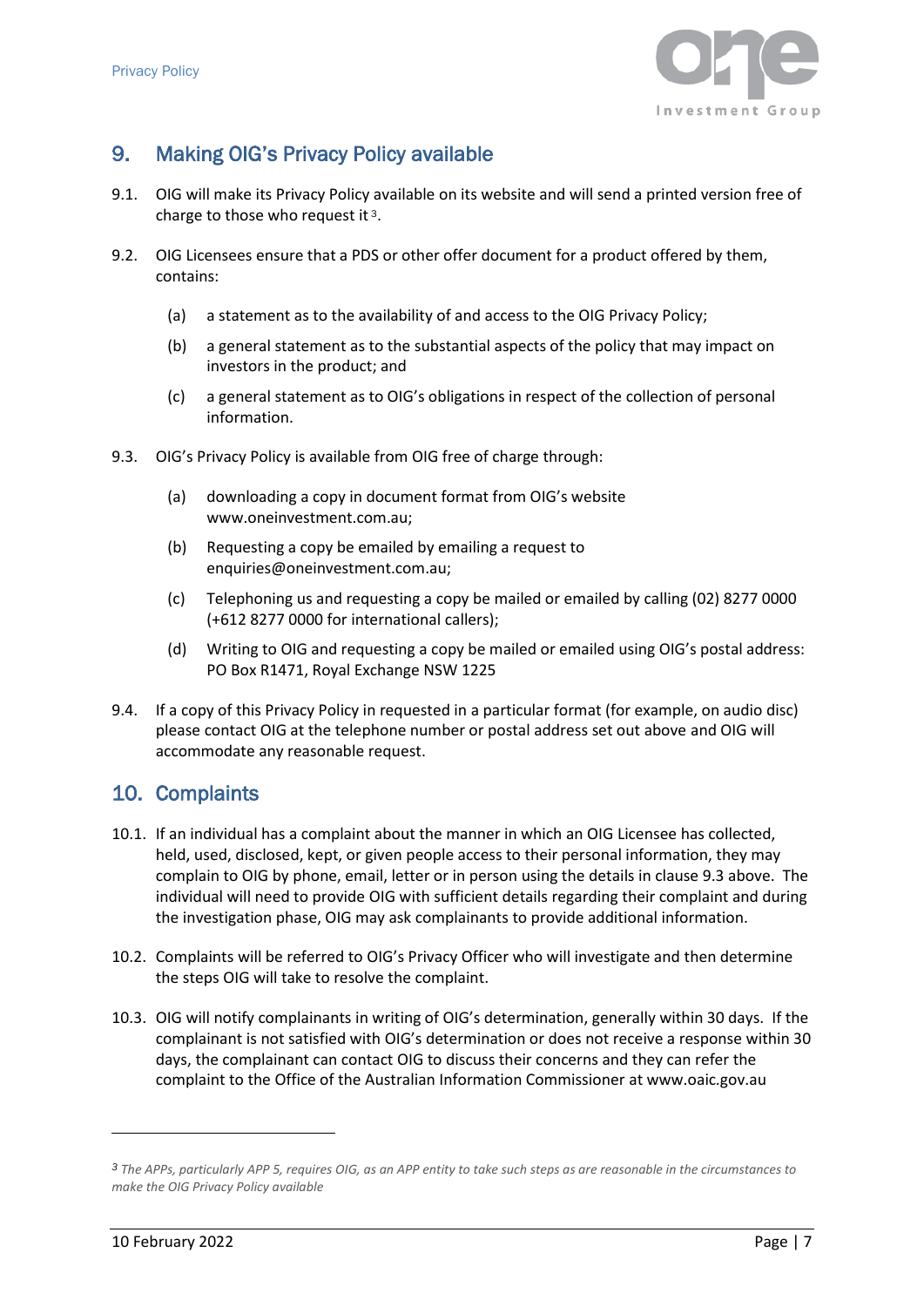## 9. Making OIG's Privacy Policy available

9.1. OIG will make its Privacy Policy available on its website and will send a printed version free of charge to those who request it [3].

9.2. OIG Licensees ensure that a PDS or other offer document for a product offered by them, contains:

(a) a statement as to the availability of and access to the OIG Privacy Policy;

(b) a general statement as to the substantial aspects of the policy that may impact on investors in the product; and

(c) a general statement as to OIG's obligations in respect of the collection of personal information.

9.3. OIG's Privacy Policy is available from OIG free of charge through:

(a) downloading a copy in document format from OIG's website www.oneinvestment.com.au;

(b) Requesting a copy be emailed by emailing a request to enquiries@oneinvestment.com.au;

(c) Telephoning us and requesting a copy be mailed or emailed by calling (02) 8277 0000 (+612 8277 0000 for international callers);

(d) Writing to OIG and requesting a copy be mailed or emailed using OIG's postal address: PO Box R1471, Royal Exchange NSW 1225

9.4. If a copy of this Privacy Policy in requested in a particular format (for example, on audio disc) please contact OIG at the telephone number or postal address set out above and OIG will accommodate any reasonable request.

## 10. Complaints

10.1. If an individual has a complaint about the manner in which an OIG Licensee has collected, held, used, disclosed, kept, or given people access to their personal information, they may complain to OIG by phone, email, letter or in person using the details in clause 9.3 above. The individual will need to provide OIG with sufficient details regarding their complaint and during the investigation phase, OIG may ask complainants to provide additional information.

10.2. Complaints will be referred to OIG's Privacy Officer who will investigate and then determine the steps OIG will take to resolve the complaint.

10.3. OIG will notify complainants in writing of OIG's determination, generally within 30 days. If the complainant is not satisfied with OIG's determination or does not receive a response within 30 days, the complainant can contact OIG to discuss their concerns and they can refer the complaint to the Office of the Australian Information Commissioner at www.oaic.gov.au

---

*[3] The APPs, particularly APP 5, requires OIG, as an APP entity to take such steps as are reasonable in the circumstances to make the OIG Privacy Policy available*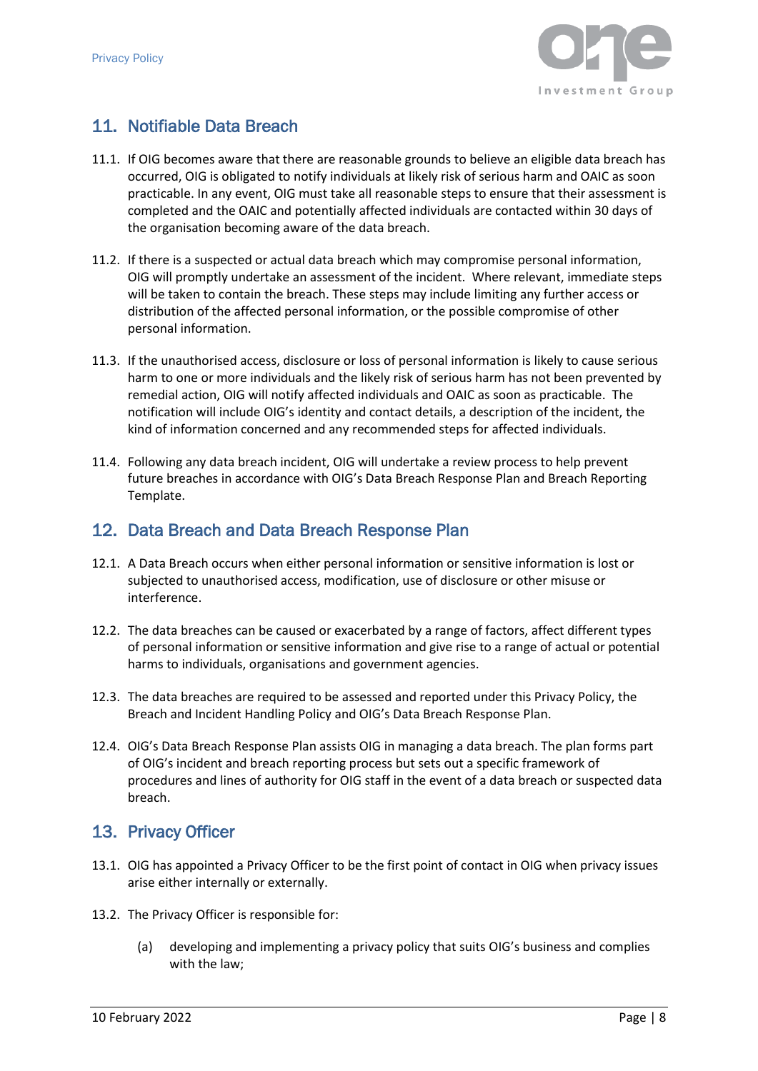## 11. Notifiable Data Breach

11.1. If OIG becomes aware that there are reasonable grounds to believe an eligible data breach has occurred, OIG is obligated to notify individuals at likely risk of serious harm and OAIC as soon practicable. In any event, OIG must take all reasonable steps to ensure that their assessment is completed and the OAIC and potentially affected individuals are contacted within 30 days of the organisation becoming aware of the data breach.

11.2. If there is a suspected or actual data breach which may compromise personal information, OIG will promptly undertake an assessment of the incident. Where relevant, immediate steps will be taken to contain the breach. These steps may include limiting any further access or distribution of the affected personal information, or the possible compromise of other personal information.

11.3. If the unauthorised access, disclosure or loss of personal information is likely to cause serious harm to one or more individuals and the likely risk of serious harm has not been prevented by remedial action, OIG will notify affected individuals and OAIC as soon as practicable. The notification will include OIG's identity and contact details, a description of the incident, the kind of information concerned and any recommended steps for affected individuals.

11.4. Following any data breach incident, OIG will undertake a review process to help prevent future breaches in accordance with OIG's Data Breach Response Plan and Breach Reporting Template.

## 12. Data Breach and Data Breach Response Plan

12.1. A Data Breach occurs when either personal information or sensitive information is lost or subjected to unauthorised access, modification, use of disclosure or other misuse or interference.

12.2. The data breaches can be caused or exacerbated by a range of factors, affect different types of personal information or sensitive information and give rise to a range of actual or potential harms to individuals, organisations and government agencies.

12.3. The data breaches are required to be assessed and reported under this Privacy Policy, the Breach and Incident Handling Policy and OIG's Data Breach Response Plan.

12.4. OIG's Data Breach Response Plan assists OIG in managing a data breach. The plan forms part of OIG's incident and breach reporting process but sets out a specific framework of procedures and lines of authority for OIG staff in the event of a data breach or suspected data breach.

## 13. Privacy Officer

13.1. OIG has appointed a Privacy Officer to be the first point of contact in OIG when privacy issues arise either internally or externally.

13.2. The Privacy Officer is responsible for:

(a) developing and implementing a privacy policy that suits OIG's business and complies with the law;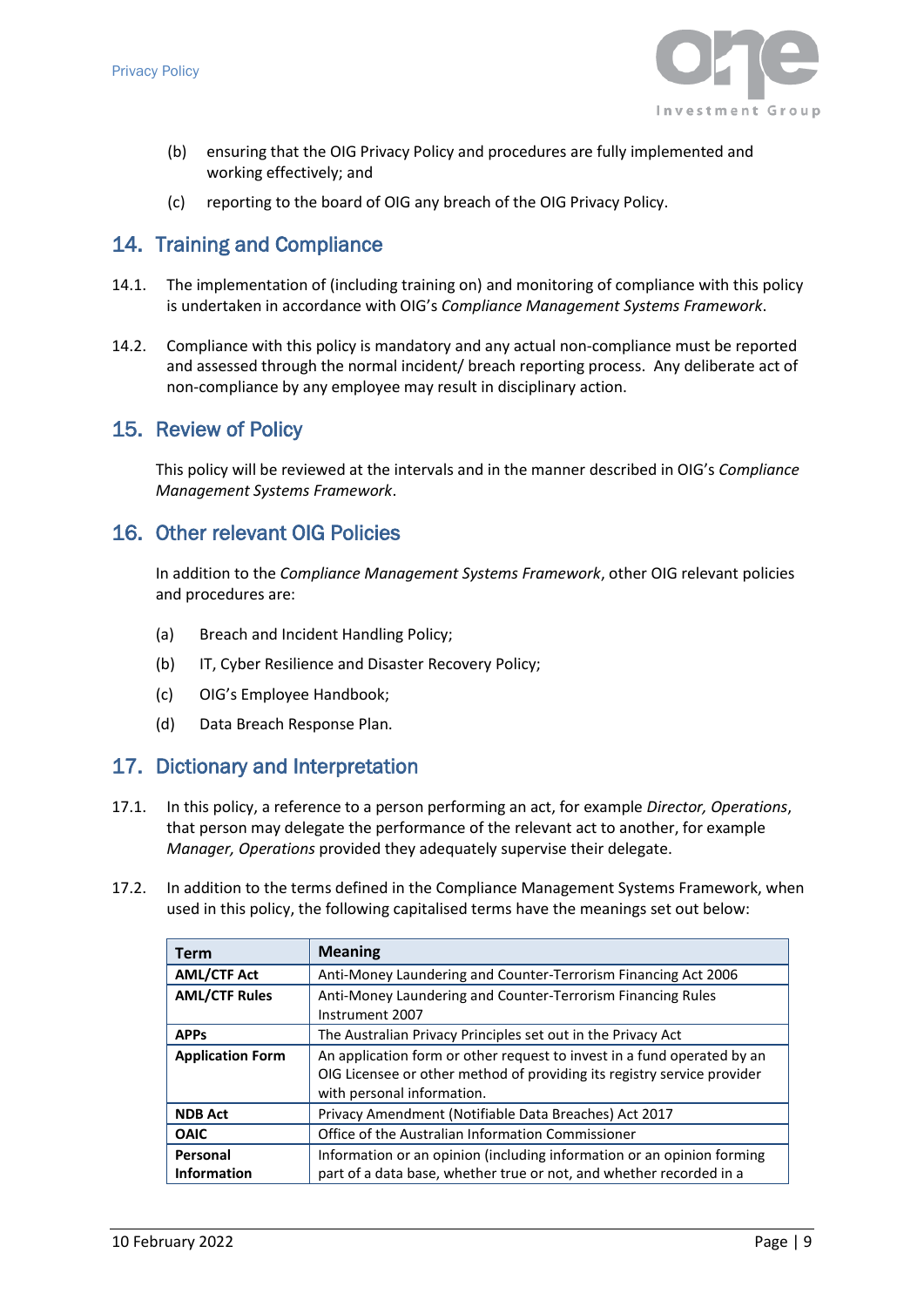(b) ensuring that the OIG Privacy Policy and procedures are fully implemented and working effectively; and

(c) reporting to the board of OIG any breach of the OIG Privacy Policy.

## 14. Training and Compliance

14.1. The implementation of (including training on) and monitoring of compliance with this policy is undertaken in accordance with OIG's *Compliance Management Systems Framework*.

14.2. Compliance with this policy is mandatory and any actual non-compliance must be reported and assessed through the normal incident/ breach reporting process. Any deliberate act of non-compliance by any employee may result in disciplinary action.

## 15. Review of Policy

This policy will be reviewed at the intervals and in the manner described in OIG's *Compliance Management Systems Framework*.

## 16. Other relevant OIG Policies

In addition to the *Compliance Management Systems Framework*, other OIG relevant policies and procedures are:

(a) Breach and Incident Handling Policy;

(b) IT, Cyber Resilience and Disaster Recovery Policy;

(c) OIG's Employee Handbook;

(d) Data Breach Response Plan.

## 17. Dictionary and Interpretation

17.1. In this policy, a reference to a person performing an act, for example *Director, Operations*, that person may delegate the performance of the relevant act to another, for example *Manager, Operations* provided they adequately supervise their delegate.

17.2. In addition to the terms defined in the Compliance Management Systems Framework, when used in this policy, the following capitalised terms have the meanings set out below:

| Term | Meaning |
|---|---|
| **AML/CTF Act** | Anti-Money Laundering and Counter-Terrorism Financing Act 2006 |
| **AML/CTF Rules** | Anti-Money Laundering and Counter-Terrorism Financing Rules Instrument 2007 |
| **APPs** | The Australian Privacy Principles set out in the Privacy Act |
| **Application Form** | An application form or other request to invest in a fund operated by an OIG Licensee or other method of providing its registry service provider with personal information. |
| **NDB Act** | Privacy Amendment (Notifiable Data Breaches) Act 2017 |
| **OAIC** | Office of the Australian Information Commissioner |
| **Personal Information** | Information or an opinion (including information or an opinion forming part of a data base, whether true or not, and whether recorded in a |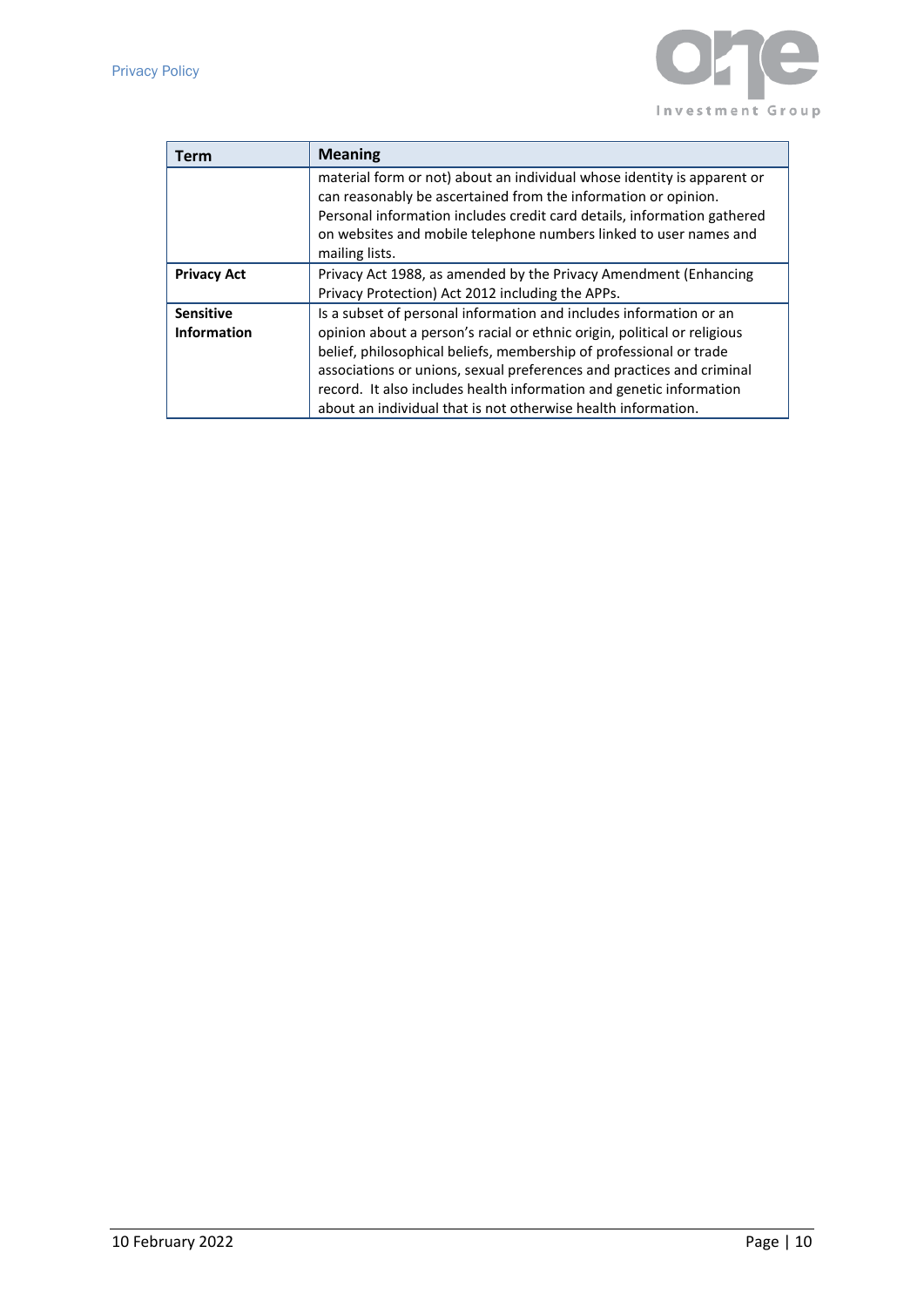| Term | Meaning |
| --- | --- |
| | material form or not) about an individual whose identity is apparent or can reasonably be ascertained from the information or opinion. Personal information includes credit card details, information gathered on websites and mobile telephone numbers linked to user names and mailing lists. |
| **Privacy Act** | Privacy Act 1988, as amended by the Privacy Amendment (Enhancing Privacy Protection) Act 2012 including the APPs. |
| **Sensitive Information** | Is a subset of personal information and includes information or an opinion about a person's racial or ethnic origin, political or religious belief, philosophical beliefs, membership of professional or trade associations or unions, sexual preferences and practices and criminal record. It also includes health information and genetic information about an individual that is not otherwise health information. |